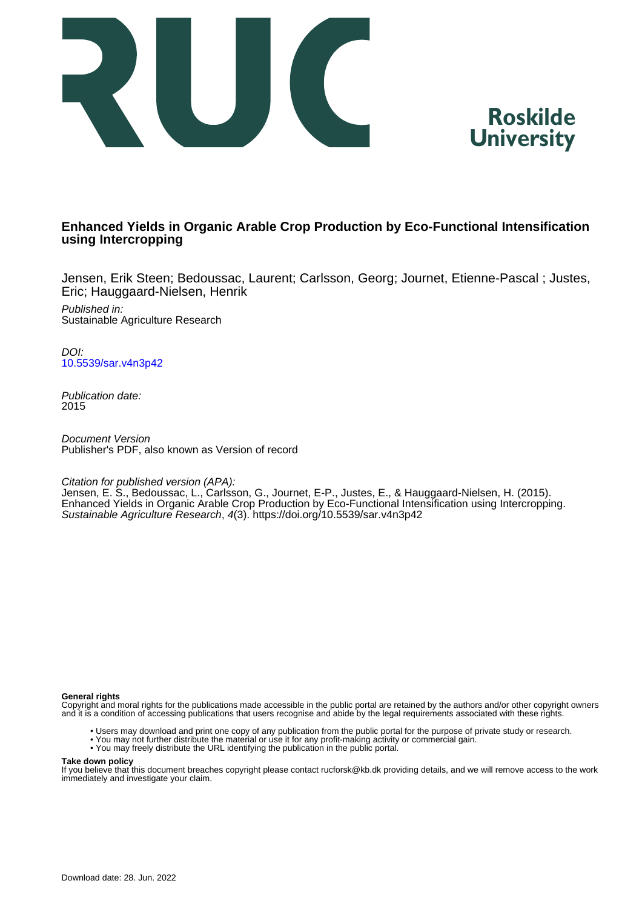**Roskilde University**

# Enhanced Yields in Organic Arable Crop Production by Eco-Functional Intensification using Intercropping

Jensen, Erik Steen; Bedoussac, Laurent; Carlsson, Georg; Journet, Etienne-Pascal ; Justes, Eric; Hauggaard-Nielsen, Henrik

*Published in:*
Sustainable Agriculture Research

*DOI:*
10.5539/sar.v4n3p42

*Publication date:*
2015

*Document Version*
Publisher's PDF, also known as Version of record

*Citation for published version (APA):*
Jensen, E. S., Bedoussac, L., Carlsson, G., Journet, E-P., Justes, E., & Hauggaard-Nielsen, H. (2015). Enhanced Yields in Organic Arable Crop Production by Eco-Functional Intensification using Intercropping. *Sustainable Agriculture Research*, *4*(3). https://doi.org/10.5539/sar.v4n3p42

**General rights**
Copyright and moral rights for the publications made accessible in the public portal are retained by the authors and/or other copyright owners and it is a condition of accessing publications that users recognise and abide by the legal requirements associated with these rights.

- Users may download and print one copy of any publication from the public portal for the purpose of private study or research.
- You may not further distribute the material or use it for any profit-making activity or commercial gain.
- You may freely distribute the URL identifying the publication in the public portal.

**Take down policy**
If you believe that this document breaches copyright please contact rucforsk@kb.dk providing details, and we will remove access to the work immediately and investigate your claim.

Download date: 28. Jun. 2022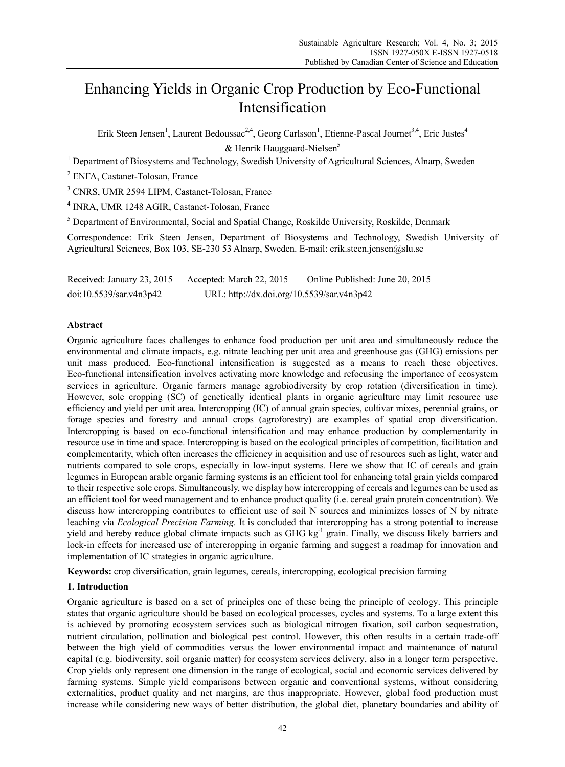# Enhancing Yields in Organic Crop Production by Eco-Functional Intensification

Erik Steen Jensen[1], Laurent Bedoussac[2,4], Georg Carlsson[1], Etienne-Pascal Journet[3,4], Eric Justes[4] & Henrik Hauggaard-Nielsen[5]

[1] Department of Biosystems and Technology, Swedish University of Agricultural Sciences, Alnarp, Sweden

[2] ENFA, Castanet-Tolosan, France

[3] CNRS, UMR 2594 LIPM, Castanet-Tolosan, France

[4] INRA, UMR 1248 AGIR, Castanet-Tolosan, France

[5] Department of Environmental, Social and Spatial Change, Roskilde University, Roskilde, Denmark

Correspondence: Erik Steen Jensen, Department of Biosystems and Technology, Swedish University of Agricultural Sciences, Box 103, SE-230 53 Alnarp, Sweden. E-mail: erik.steen.jensen@slu.se

Received: January 23, 2015 Accepted: March 22, 2015 Online Published: June 20, 2015

doi:10.5539/sar.v4n3p42 URL: http://dx.doi.org/10.5539/sar.v4n3p42

**Abstract**

Organic agriculture faces challenges to enhance food production per unit area and simultaneously reduce the environmental and climate impacts, e.g. nitrate leaching per unit area and greenhouse gas (GHG) emissions per unit mass produced. Eco-functional intensification is suggested as a means to reach these objectives. Eco-functional intensification involves activating more knowledge and refocusing the importance of ecosystem services in agriculture. Organic farmers manage agrobiodiversity by crop rotation (diversification in time). However, sole cropping (SC) of genetically identical plants in organic agriculture may limit resource use efficiency and yield per unit area. Intercropping (IC) of annual grain species, cultivar mixes, perennial grains, or forage species and forestry and annual crops (agroforestry) may be examples of spatial crop diversification. Intercropping is based on eco-functional intensification and may enhance production by complementarity in resource use in time and space. Intercropping is based on the ecological principles of competition, facilitation and complementarity, which often increases the efficiency in acquisition and use of resources such as light, water and nutrients compared to sole crops, especially in low-input systems. Here we show that IC of cereals and grain legumes in European arable organic farming systems is an efficient tool for enhancing total grain yields compared to their respective sole crops. Simultaneously, we display how intercropping of cereals and legumes can be used as an efficient tool for weed management and to enhance product quality (i.e. cereal grain protein concentration). We discuss how intercropping contributes to efficient use of soil N sources and minimizes losses of N by nitrate leaching via *Ecological Precision Farming*. It is concluded that intercropping has a strong potential to increase yield and hereby reduce global climate impacts such as GHG $kg^{-1}$ grain. Finally, we discuss likely barriers and lock-in effects for increased use of intercropping in organic farming and suggest a roadmap for innovation and implementation of IC strategies in organic agriculture.

**Keywords:** crop diversification, grain legumes, cereals, intercropping, ecological precision farming

## 1. Introduction

Organic agriculture is based on a set of principles one of these being the principle of ecology. This principle states that organic agriculture should be based on ecological processes, cycles and systems. To a large extent this is achieved by promoting ecosystem services such as biological nitrogen fixation, soil carbon sequestration, nutrient circulation, pollination and biological pest control. However, this often results in a certain trade-off between the high yield of commodities versus the lower environmental impact and maintenance of natural capital (e.g. biodiversity, soil organic matter) for ecosystem services delivery, also in a longer term perspective. Crop yields only represent one dimension in the range of ecological, social and economic services delivered by farming systems. Simple yield comparisons between organic and conventional systems, without considering externalities, product quality and net margins, are thus inappropriate. However, global food production must increase while considering new ways of better distribution, the global diet, planetary boundaries and ability of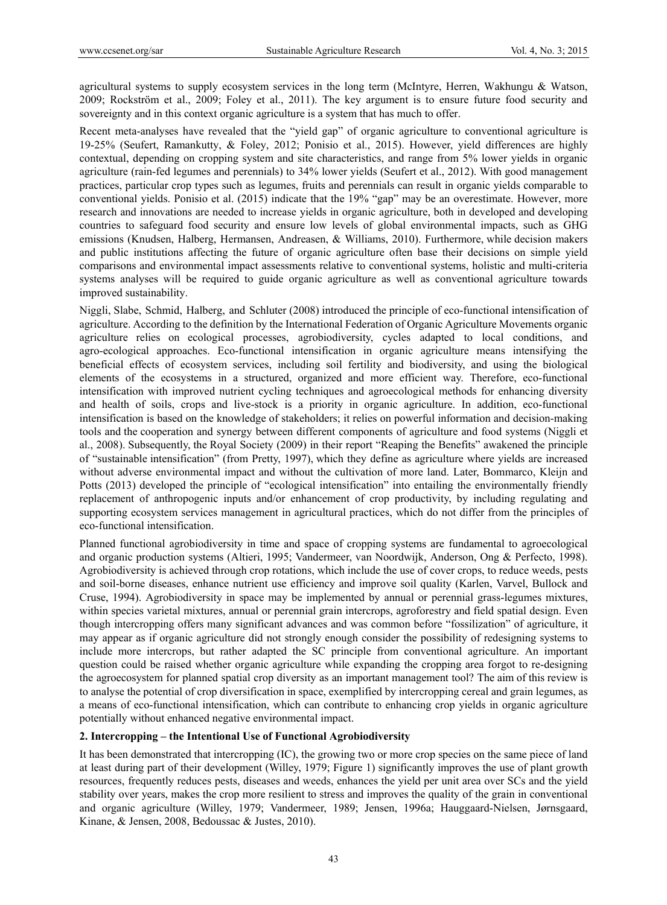agricultural systems to supply ecosystem services in the long term (McIntyre, Herren, Wakhungu & Watson, 2009; Rockström et al., 2009; Foley et al., 2011). The key argument is to ensure future food security and sovereignty and in this context organic agriculture is a system that has much to offer.

Recent meta-analyses have revealed that the "yield gap" of organic agriculture to conventional agriculture is 19-25% (Seufert, Ramankutty, & Foley, 2012; Ponisio et al., 2015). However, yield differences are highly contextual, depending on cropping system and site characteristics, and range from 5% lower yields in organic agriculture (rain-fed legumes and perennials) to 34% lower yields (Seufert et al., 2012). With good management practices, particular crop types such as legumes, fruits and perennials can result in organic yields comparable to conventional yields. Ponisio et al. (2015) indicate that the 19% "gap" may be an overestimate. However, more research and innovations are needed to increase yields in organic agriculture, both in developed and developing countries to safeguard food security and ensure low levels of global environmental impacts, such as GHG emissions (Knudsen, Halberg, Hermansen, Andreasen, & Williams, 2010). Furthermore, while decision makers and public institutions affecting the future of organic agriculture often base their decisions on simple yield comparisons and environmental impact assessments relative to conventional systems, holistic and multi-criteria systems analyses will be required to guide organic agriculture as well as conventional agriculture towards improved sustainability.

Niggli, Slabe, Schmid, Halberg, and Schluter (2008) introduced the principle of eco-functional intensification of agriculture. According to the definition by the International Federation of Organic Agriculture Movements organic agriculture relies on ecological processes, agrobiodiversity, cycles adapted to local conditions, and agro-ecological approaches. Eco-functional intensification in organic agriculture means intensifying the beneficial effects of ecosystem services, including soil fertility and biodiversity, and using the biological elements of the ecosystems in a structured, organized and more efficient way. Therefore, eco-functional intensification with improved nutrient cycling techniques and agroecological methods for enhancing diversity and health of soils, crops and live-stock is a priority in organic agriculture. In addition, eco-functional intensification is based on the knowledge of stakeholders; it relies on powerful information and decision-making tools and the cooperation and synergy between different components of agriculture and food systems (Niggli et al., 2008). Subsequently, the Royal Society (2009) in their report "Reaping the Benefits" awakened the principle of "sustainable intensification" (from Pretty, 1997), which they define as agriculture where yields are increased without adverse environmental impact and without the cultivation of more land. Later, Bommarco, Kleijn and Potts (2013) developed the principle of "ecological intensification" into entailing the environmentally friendly replacement of anthropogenic inputs and/or enhancement of crop productivity, by including regulating and supporting ecosystem services management in agricultural practices, which do not differ from the principles of eco-functional intensification.

Planned functional agrobiodiversity in time and space of cropping systems are fundamental to agroecological and organic production systems (Altieri, 1995; Vandermeer, van Noordwijk, Anderson, Ong & Perfecto, 1998). Agrobiodiversity is achieved through crop rotations, which include the use of cover crops, to reduce weeds, pests and soil-borne diseases, enhance nutrient use efficiency and improve soil quality (Karlen, Varvel, Bullock and Cruse, 1994). Agrobiodiversity in space may be implemented by annual or perennial grass-legumes mixtures, within species varietal mixtures, annual or perennial grain intercrops, agroforestry and field spatial design. Even though intercropping offers many significant advances and was common before "fossilization" of agriculture, it may appear as if organic agriculture did not strongly enough consider the possibility of redesigning systems to include more intercrops, but rather adapted the SC principle from conventional agriculture. An important question could be raised whether organic agriculture while expanding the cropping area forgot to re-designing the agroecosystem for planned spatial crop diversity as an important management tool? The aim of this review is to analyse the potential of crop diversification in space, exemplified by intercropping cereal and grain legumes, as a means of eco-functional intensification, which can contribute to enhancing crop yields in organic agriculture potentially without enhanced negative environmental impact.

## 2. Intercropping – the Intentional Use of Functional Agrobiodiversity

It has been demonstrated that intercropping (IC), the growing two or more crop species on the same piece of land at least during part of their development (Willey, 1979; Figure 1) significantly improves the use of plant growth resources, frequently reduces pests, diseases and weeds, enhances the yield per unit area over SCs and the yield stability over years, makes the crop more resilient to stress and improves the quality of the grain in conventional and organic agriculture (Willey, 1979; Vandermeer, 1989; Jensen, 1996a; Hauggaard-Nielsen, Jørnsgaard, Kinane, & Jensen, 2008, Bedoussac & Justes, 2010).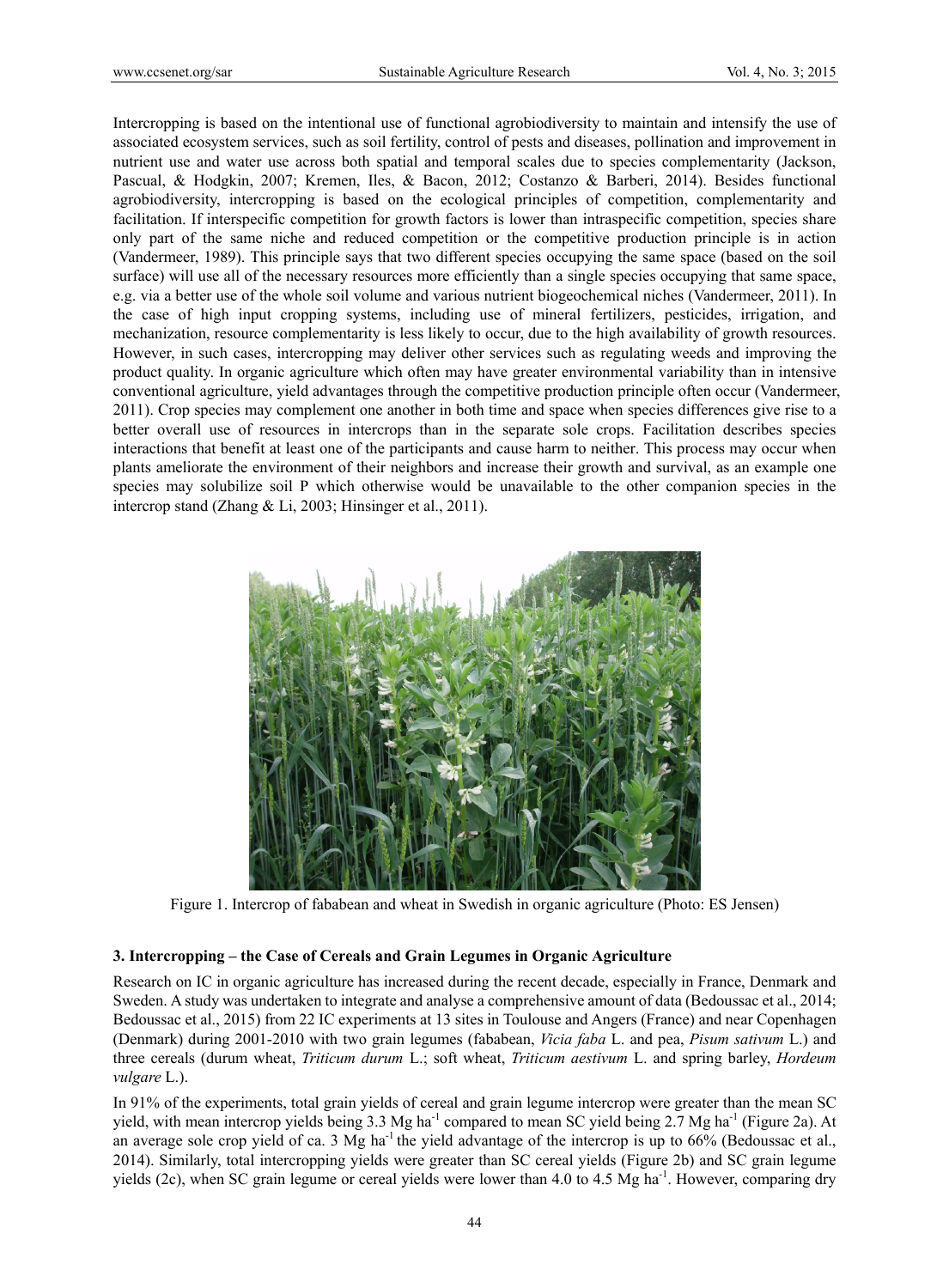Intercropping is based on the intentional use of functional agrobiodiversity to maintain and intensify the use of associated ecosystem services, such as soil fertility, control of pests and diseases, pollination and improvement in nutrient use and water use across both spatial and temporal scales due to species complementarity (Jackson, Pascual, & Hodgkin, 2007; Kremen, Iles, & Bacon, 2012; Costanzo & Barberi, 2014). Besides functional agrobiodiversity, intercropping is based on the ecological principles of competition, complementarity and facilitation. If interspecific competition for growth factors is lower than intraspecific competition, species share only part of the same niche and reduced competition or the competitive production principle is in action (Vandermeer, 1989). This principle says that two different species occupying the same space (based on the soil surface) will use all of the necessary resources more efficiently than a single species occupying that same space, e.g. via a better use of the whole soil volume and various nutrient biogeochemical niches (Vandermeer, 2011). In the case of high input cropping systems, including use of mineral fertilizers, pesticides, irrigation, and mechanization, resource complementarity is less likely to occur, due to the high availability of growth resources. However, in such cases, intercropping may deliver other services such as regulating weeds and improving the product quality. In organic agriculture which often may have greater environmental variability than in intensive conventional agriculture, yield advantages through the competitive production principle often occur (Vandermeer, 2011). Crop species may complement one another in both time and space when species differences give rise to a better overall use of resources in intercrops than in the separate sole crops. Facilitation describes species interactions that benefit at least one of the participants and cause harm to neither. This process may occur when plants ameliorate the environment of their neighbors and increase their growth and survival, as an example one species may solubilize soil P which otherwise would be unavailable to the other companion species in the intercrop stand (Zhang & Li, 2003; Hinsinger et al., 2011).

Figure 1. Intercrop of fababean and wheat in Swedish in organic agriculture (Photo: ES Jensen)

### 3. Intercropping – the Case of Cereals and Grain Legumes in Organic Agriculture

Research on IC in organic agriculture has increased during the recent decade, especially in France, Denmark and Sweden. A study was undertaken to integrate and analyse a comprehensive amount of data (Bedoussac et al., 2014; Bedoussac et al., 2015) from 22 IC experiments at 13 sites in Toulouse and Angers (France) and near Copenhagen (Denmark) during 2001-2010 with two grain legumes (fababean, *Vicia faba* L. and pea, *Pisum sativum* L.) and three cereals (durum wheat, *Triticum durum* L.; soft wheat, *Triticum aestivum* L. and spring barley, *Hordeum vulgare* L.).

In 91% of the experiments, total grain yields of cereal and grain legume intercrop were greater than the mean SC yield, with mean intercrop yields being 3.3 Mg ha$^{-1}$ compared to mean SC yield being 2.7 Mg ha$^{-1}$ (Figure 2a). At an average sole crop yield of ca. 3 Mg ha$^{-1}$ the yield advantage of the intercrop is up to 66% (Bedoussac et al., 2014). Similarly, total intercropping yields were greater than SC cereal yields (Figure 2b) and SC grain legume yields (2c), when SC grain legume or cereal yields were lower than 4.0 to 4.5 Mg ha$^{-1}$. However, comparing dry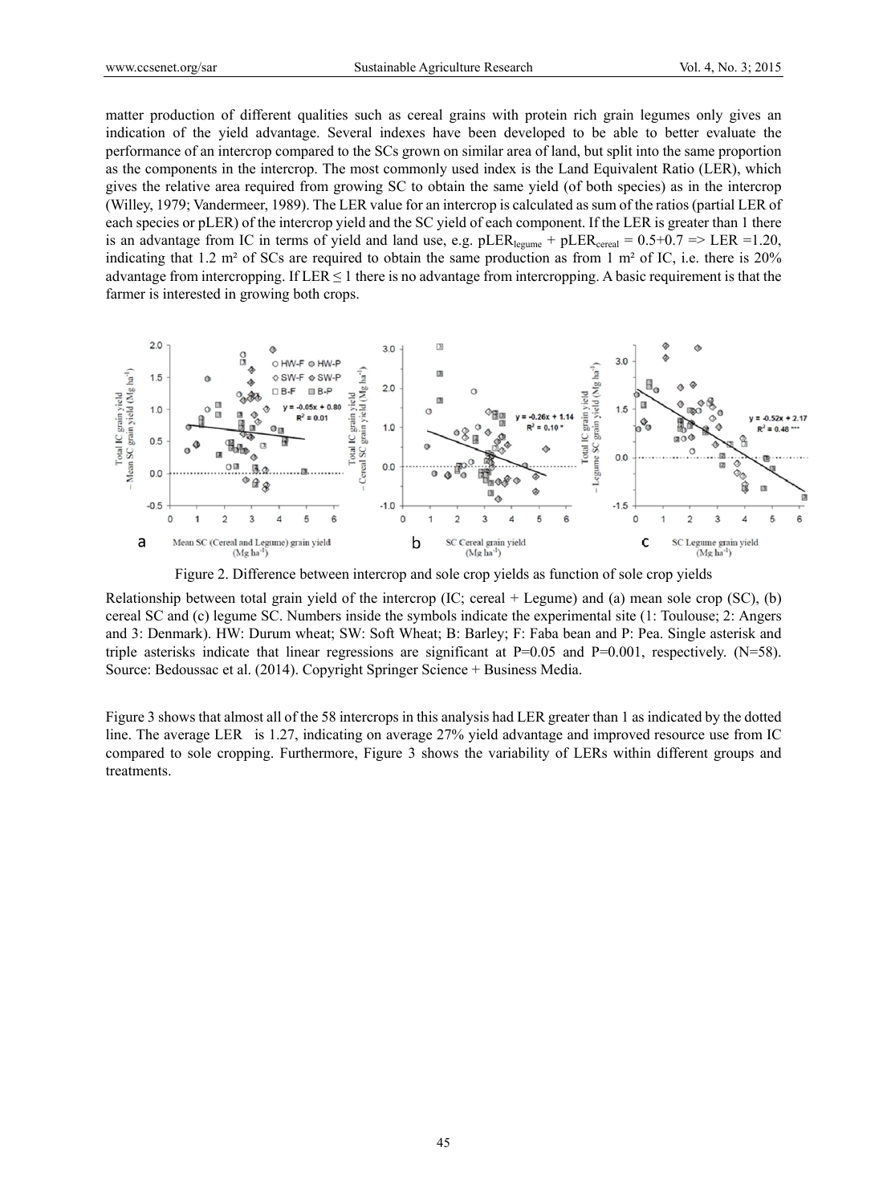matter production of different qualities such as cereal grains with protein rich grain legumes only gives an indication of the yield advantage. Several indexes have been developed to be able to better evaluate the performance of an intercrop compared to the SCs grown on similar area of land, but split into the same proportion as the components in the intercrop. The most commonly used index is the Land Equivalent Ratio (LER), which gives the relative area required from growing SC to obtain the same yield (of both species) as in the intercrop (Willey, 1979; Vandermeer, 1989). The LER value for an intercrop is calculated as sum of the ratios (partial LER of each species or pLER) of the intercrop yield and the SC yield of each component. If the LER is greater than 1 there is an advantage from IC in terms of yield and land use, e.g. $pLER_{legume} + pLER_{cereal} = 0.5+0.7 \Rightarrow LER = 1.20$, indicating that 1.2 m² of SCs are required to obtain the same production as from 1 m² of IC, i.e. there is 20% advantage from intercropping. If LER ≤ 1 there is no advantage from intercropping. A basic requirement is that the farmer is interested in growing both crops.

Figure 2. Difference between intercrop and sole crop yields as function of sole crop yields

Relationship between total grain yield of the intercrop (IC; cereal + Legume) and (a) mean sole crop (SC), (b) cereal SC and (c) legume SC. Numbers inside the symbols indicate the experimental site (1: Toulouse; 2: Angers and 3: Denmark). HW: Durum wheat; SW: Soft Wheat; B: Barley; F: Faba bean and P: Pea. Single asterisk and triple asterisks indicate that linear regressions are significant at P=0.05 and P=0.001, respectively. (N=58). Source: Bedoussac et al. (2014). Copyright Springer Science + Business Media.

Figure 3 shows that almost all of the 58 intercrops in this analysis had LER greater than 1 as indicated by the dotted line. The average LER is 1.27, indicating on average 27% yield advantage and improved resource use from IC compared to sole cropping. Furthermore, Figure 3 shows the variability of LERs within different groups and treatments.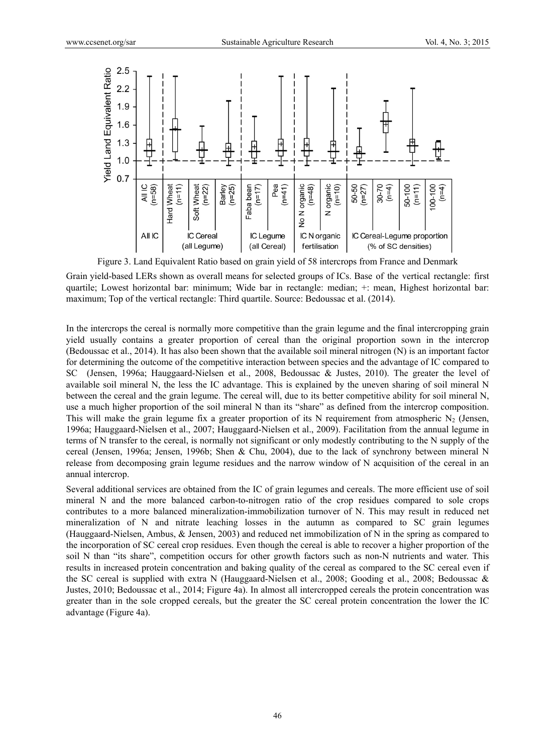Figure 3. Land Equivalent Ratio based on grain yield of 58 intercrops from France and Denmark

Grain yield-based LERs shown as overall means for selected groups of ICs. Base of the vertical rectangle: first quartile; Lowest horizontal bar: minimum; Wide bar in rectangle: median; +: mean, Highest horizontal bar: maximum; Top of the vertical rectangle: Third quartile. Source: Bedoussac et al. (2014).

In the intercrops the cereal is normally more competitive than the grain legume and the final intercropping grain yield usually contains a greater proportion of cereal than the original proportion sown in the intercrop (Bedoussac et al., 2014). It has also been shown that the available soil mineral nitrogen (N) is an important factor for determining the outcome of the competitive interaction between species and the advantage of IC compared to SC (Jensen, 1996a; Hauggaard-Nielsen et al., 2008, Bedoussac & Justes, 2010). The greater the level of available soil mineral N, the less the IC advantage. This is explained by the uneven sharing of soil mineral N between the cereal and the grain legume. The cereal will, due to its better competitive ability for soil mineral N, use a much higher proportion of the soil mineral N than its "share" as defined from the intercrop composition. This will make the grain legume fix a greater proportion of its N requirement from atmospheric $N_2$ (Jensen, 1996a; Hauggaard-Nielsen et al., 2007; Hauggaard-Nielsen et al., 2009). Facilitation from the annual legume in terms of N transfer to the cereal, is normally not significant or only modestly contributing to the N supply of the cereal (Jensen, 1996a; Jensen, 1996b; Shen & Chu, 2004), due to the lack of synchrony between mineral N release from decomposing grain legume residues and the narrow window of N acquisition of the cereal in an annual intercrop.

Several additional services are obtained from the IC of grain legumes and cereals. The more efficient use of soil mineral N and the more balanced carbon-to-nitrogen ratio of the crop residues compared to sole crops contributes to a more balanced mineralization-immobilization turnover of N. This may result in reduced net mineralization of N and nitrate leaching losses in the autumn as compared to SC grain legumes (Hauggaard-Nielsen, Ambus, & Jensen, 2003) and reduced net immobilization of N in the spring as compared to the incorporation of SC cereal crop residues. Even though the cereal is able to recover a higher proportion of the soil N than "its share", competition occurs for other growth factors such as non-N nutrients and water. This results in increased protein concentration and baking quality of the cereal as compared to the SC cereal even if the SC cereal is supplied with extra N (Hauggaard-Nielsen et al., 2008; Gooding et al., 2008; Bedoussac & Justes, 2010; Bedoussac et al., 2014; Figure 4a). In almost all intercropped cereals the protein concentration was greater than in the sole cropped cereals, but the greater the SC cereal protein concentration the lower the IC advantage (Figure 4a).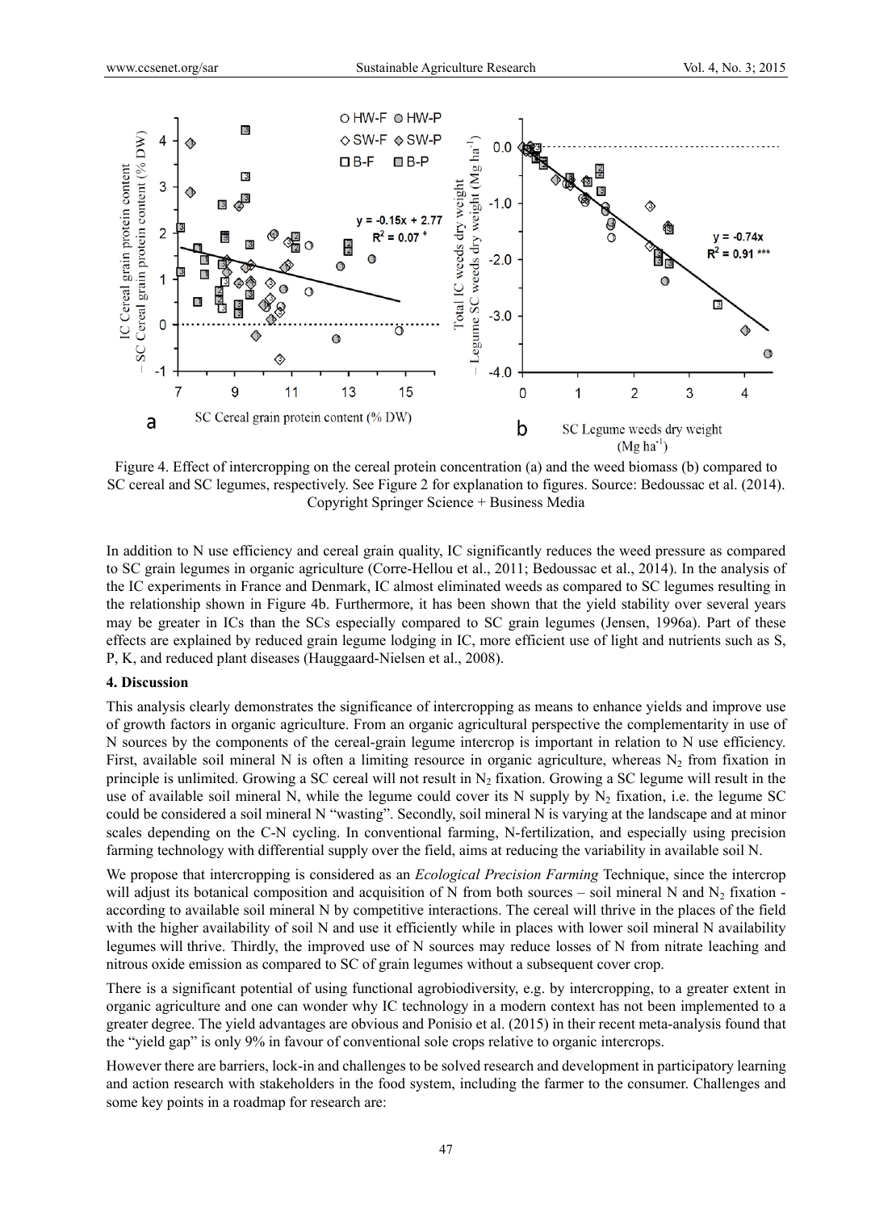Figure 4. Effect of intercropping on the cereal protein concentration (a) and the weed biomass (b) compared to SC cereal and SC legumes, respectively. See Figure 2 for explanation to figures. Source: Bedoussac et al. (2014). Copyright Springer Science + Business Media

In addition to N use efficiency and cereal grain quality, IC significantly reduces the weed pressure as compared to SC grain legumes in organic agriculture (Corre-Hellou et al., 2011; Bedoussac et al., 2014). In the analysis of the IC experiments in France and Denmark, IC almost eliminated weeds as compared to SC legumes resulting in the relationship shown in Figure 4b. Furthermore, it has been shown that the yield stability over several years may be greater in ICs than the SCs especially compared to SC grain legumes (Jensen, 1996a). Part of these effects are explained by reduced grain legume lodging in IC, more efficient use of light and nutrients such as S, P, K, and reduced plant diseases (Hauggaard-Nielsen et al., 2008).

## 4. Discussion

This analysis clearly demonstrates the significance of intercropping as means to enhance yields and improve use of growth factors in organic agriculture. From an organic agricultural perspective the complementarity in use of N sources by the components of the cereal-grain legume intercrop is important in relation to N use efficiency. First, available soil mineral N is often a limiting resource in organic agriculture, whereas $N_2$ from fixation in principle is unlimited. Growing a SC cereal will not result in $N_2$ fixation. Growing a SC legume will result in the use of available soil mineral N, while the legume could cover its N supply by $N_2$ fixation, i.e. the legume SC could be considered a soil mineral N "wasting". Secondly, soil mineral N is varying at the landscape and at minor scales depending on the C-N cycling. In conventional farming, N-fertilization, and especially using precision farming technology with differential supply over the field, aims at reducing the variability in available soil N.

We propose that intercropping is considered as an *Ecological Precision Farming* Technique, since the intercrop will adjust its botanical composition and acquisition of N from both sources – soil mineral N and $N_2$ fixation - according to available soil mineral N by competitive interactions. The cereal will thrive in the places of the field with the higher availability of soil N and use it efficiently while in places with lower soil mineral N availability legumes will thrive. Thirdly, the improved use of N sources may reduce losses of N from nitrate leaching and nitrous oxide emission as compared to SC of grain legumes without a subsequent cover crop.

There is a significant potential of using functional agrobiodiversity, e.g. by intercropping, to a greater extent in organic agriculture and one can wonder why IC technology in a modern context has not been implemented to a greater degree. The yield advantages are obvious and Ponisio et al. (2015) in their recent meta-analysis found that the "yield gap" is only 9% in favour of conventional sole crops relative to organic intercrops.

However there are barriers, lock-in and challenges to be solved research and development in participatory learning and action research with stakeholders in the food system, including the farmer to the consumer. Challenges and some key points in a roadmap for research are: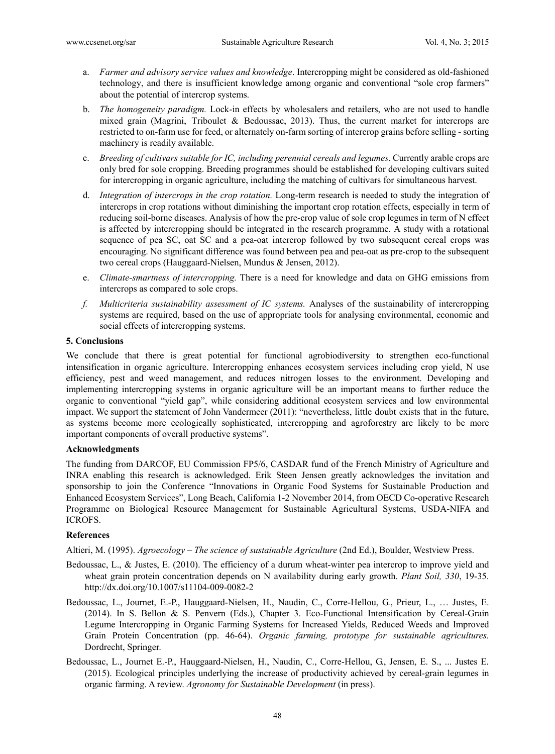a. *Farmer and advisory service values and knowledge*. Intercropping might be considered as old-fashioned technology, and there is insufficient knowledge among organic and conventional "sole crop farmers" about the potential of intercrop systems.

b. *The homogeneity paradigm.* Lock-in effects by wholesalers and retailers, who are not used to handle mixed grain (Magrini, Triboulet & Bedoussac, 2013). Thus, the current market for intercrops are restricted to on-farm use for feed, or alternately on-farm sorting of intercrop grains before selling - sorting machinery is readily available.

c. *Breeding of cultivars suitable for IC, including perennial cereals and legumes*. Currently arable crops are only bred for sole cropping. Breeding programmes should be established for developing cultivars suited for intercropping in organic agriculture, including the matching of cultivars for simultaneous harvest.

d. *Integration of intercrops in the crop rotation.* Long-term research is needed to study the integration of intercrops in crop rotations without diminishing the important crop rotation effects, especially in term of reducing soil-borne diseases. Analysis of how the pre-crop value of sole crop legumes in term of N effect is affected by intercropping should be integrated in the research programme. A study with a rotational sequence of pea SC, oat SC and a pea-oat intercrop followed by two subsequent cereal crops was encouraging. No significant difference was found between pea and pea-oat as pre-crop to the subsequent two cereal crops (Hauggaard-Nielsen, Mundus & Jensen, 2012).

e. *Climate-smartness of intercropping.* There is a need for knowledge and data on GHG emissions from intercrops as compared to sole crops.

f. *Multicriteria sustainability assessment of IC systems.* Analyses of the sustainability of intercropping systems are required, based on the use of appropriate tools for analysing environmental, economic and social effects of intercropping systems.

## 5. Conclusions

We conclude that there is great potential for functional agrobiodiversity to strengthen eco-functional intensification in organic agriculture. Intercropping enhances ecosystem services including crop yield, N use efficiency, pest and weed management, and reduces nitrogen losses to the environment. Developing and implementing intercropping systems in organic agriculture will be an important means to further reduce the organic to conventional "yield gap", while considering additional ecosystem services and low environmental impact. We support the statement of John Vandermeer (2011): "nevertheless, little doubt exists that in the future, as systems become more ecologically sophisticated, intercropping and agroforestry are likely to be more important components of overall productive systems".

## Acknowledgments

The funding from DARCOF, EU Commission FP5/6, CASDAR fund of the French Ministry of Agriculture and INRA enabling this research is acknowledged. Erik Steen Jensen greatly acknowledges the invitation and sponsorship to join the Conference "Innovations in Organic Food Systems for Sustainable Production and Enhanced Ecosystem Services", Long Beach, California 1-2 November 2014, from OECD Co-operative Research Programme on Biological Resource Management for Sustainable Agricultural Systems, USDA-NIFA and ICROFS.

## References

Altieri, M. (1995). *Agroecology – The science of sustainable Agriculture* (2nd Ed.), Boulder, Westview Press.

Bedoussac, L., & Justes, E. (2010). The efficiency of a durum wheat-winter pea intercrop to improve yield and wheat grain protein concentration depends on N availability during early growth. *Plant Soil, 330*, 19-35. http://dx.doi.org/10.1007/s11104-009-0082-2

Bedoussac, L., Journet, E.-P., Hauggaard-Nielsen, H., Naudin, C., Corre-Hellou, G., Prieur, L., … Justes, E. (2014). In S. Bellon & S. Penvern (Eds.), Chapter 3. Eco-Functional Intensification by Cereal-Grain Legume Intercropping in Organic Farming Systems for Increased Yields, Reduced Weeds and Improved Grain Protein Concentration (pp. 46-64). *Organic farming, prototype for sustainable agricultures.* Dordrecht, Springer.

Bedoussac, L., Journet E.-P., Hauggaard-Nielsen, H., Naudin, C., Corre-Hellou, G., Jensen, E. S., ... Justes E. (2015). Ecological principles underlying the increase of productivity achieved by cereal-grain legumes in organic farming. A review. *Agronomy for Sustainable Development* (in press).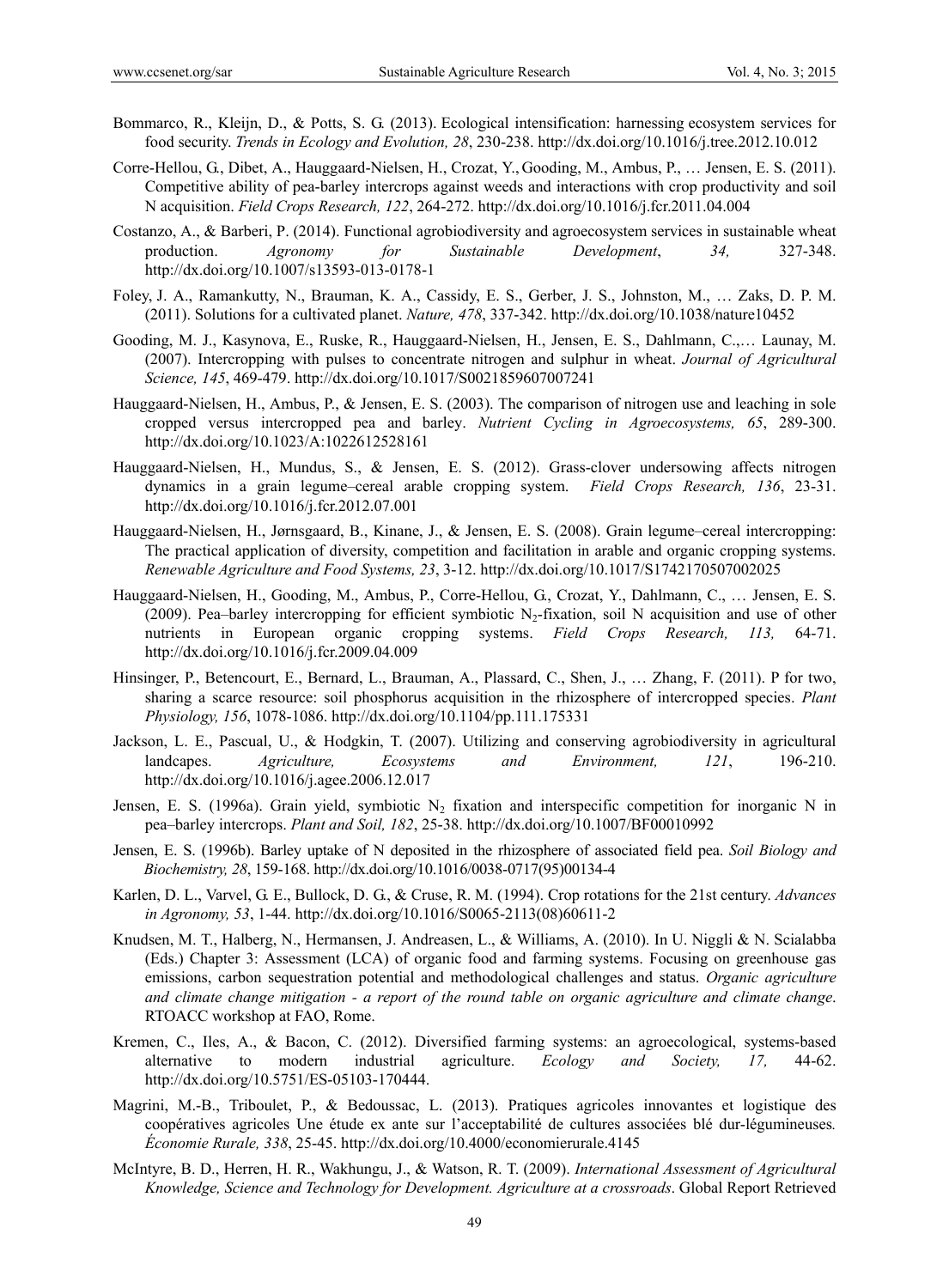Bommarco, R., Kleijn, D., & Potts, S. G. (2013). Ecological intensification: harnessing ecosystem services for food security. *Trends in Ecology and Evolution, 28*, 230-238. http://dx.doi.org/10.1016/j.tree.2012.10.012

Corre-Hellou, G., Dibet, A., Hauggaard-Nielsen, H., Crozat, Y., Gooding, M., Ambus, P., … Jensen, E. S. (2011). Competitive ability of pea-barley intercrops against weeds and interactions with crop productivity and soil N acquisition. *Field Crops Research, 122*, 264-272. http://dx.doi.org/10.1016/j.fcr.2011.04.004

Costanzo, A., & Barberi, P. (2014). Functional agrobiodiversity and agroecosystem services in sustainable wheat production. *Agronomy for Sustainable Development*, *34,* 327-348. http://dx.doi.org/10.1007/s13593-013-0178-1

Foley, J. A., Ramankutty, N., Brauman, K. A., Cassidy, E. S., Gerber, J. S., Johnston, M., … Zaks, D. P. M. (2011). Solutions for a cultivated planet. *Nature, 478*, 337-342. http://dx.doi.org/10.1038/nature10452

Gooding, M. J., Kasynova, E., Ruske, R., Hauggaard-Nielsen, H., Jensen, E. S., Dahlmann, C.,… Launay, M. (2007). Intercropping with pulses to concentrate nitrogen and sulphur in wheat. *Journal of Agricultural Science, 145*, 469-479. http://dx.doi.org/10.1017/S0021859607007241

Hauggaard-Nielsen, H., Ambus, P., & Jensen, E. S. (2003). The comparison of nitrogen use and leaching in sole cropped versus intercropped pea and barley. *Nutrient Cycling in Agroecosystems, 65*, 289-300. http://dx.doi.org/10.1023/A:1022612528161

Hauggaard-Nielsen, H., Mundus, S., & Jensen, E. S. (2012). Grass-clover undersowing affects nitrogen dynamics in a grain legume–cereal arable cropping system. *Field Crops Research, 136*, 23-31. http://dx.doi.org/10.1016/j.fcr.2012.07.001

Hauggaard-Nielsen, H., Jørnsgaard, B., Kinane, J., & Jensen, E. S. (2008). Grain legume–cereal intercropping: The practical application of diversity, competition and facilitation in arable and organic cropping systems. *Renewable Agriculture and Food Systems, 23*, 3-12. http://dx.doi.org/10.1017/S1742170507002025

Hauggaard-Nielsen, H., Gooding, M., Ambus, P., Corre-Hellou, G., Crozat, Y., Dahlmann, C., … Jensen, E. S. (2009). Pea–barley intercropping for efficient symbiotic $N_2$-fixation, soil N acquisition and use of other nutrients in European organic cropping systems. *Field Crops Research, 113,* 64-71. http://dx.doi.org/10.1016/j.fcr.2009.04.009

Hinsinger, P., Betencourt, E., Bernard, L., Brauman, A., Plassard, C., Shen, J., … Zhang, F. (2011). P for two, sharing a scarce resource: soil phosphorus acquisition in the rhizosphere of intercropped species. *Plant Physiology, 156*, 1078-1086. http://dx.doi.org/10.1104/pp.111.175331

Jackson, L. E., Pascual, U., & Hodgkin, T. (2007). Utilizing and conserving agrobiodiversity in agricultural landcapes. *Agriculture, Ecosystems and Environment, 121*, 196-210. http://dx.doi.org/10.1016/j.agee.2006.12.017

Jensen, E. S. (1996a). Grain yield, symbiotic $N_2$ fixation and interspecific competition for inorganic N in pea–barley intercrops. *Plant and Soil, 182*, 25-38. http://dx.doi.org/10.1007/BF00010992

Jensen, E. S. (1996b). Barley uptake of N deposited in the rhizosphere of associated field pea. *Soil Biology and Biochemistry, 28*, 159-168. http://dx.doi.org/10.1016/0038-0717(95)00134-4

Karlen, D. L., Varvel, G. E., Bullock, D. G., & Cruse, R. M. (1994). Crop rotations for the 21st century. *Advances in Agronomy, 53*, 1-44. http://dx.doi.org/10.1016/S0065-2113(08)60611-2

Knudsen, M. T., Halberg, N., Hermansen, J. Andreasen, L., & Williams, A. (2010). In U. Niggli & N. Scialabba (Eds.) Chapter 3: Assessment (LCA) of organic food and farming systems. Focusing on greenhouse gas emissions, carbon sequestration potential and methodological challenges and status. *Organic agriculture and climate change mitigation - a report of the round table on organic agriculture and climate change*. RTOACC workshop at FAO, Rome.

Kremen, C., Iles, A., & Bacon, C. (2012). Diversified farming systems: an agroecological, systems-based alternative to modern industrial agriculture. *Ecology and Society, 17,* 44-62. http://dx.doi.org/10.5751/ES-05103-170444.

Magrini, M.-B., Triboulet, P., & Bedoussac, L. (2013). Pratiques agricoles innovantes et logistique des coopératives agricoles Une étude ex ante sur l'acceptabilité de cultures associées blé dur-légumineuses*. Économie Rurale, 338*, 25-45. http://dx.doi.org/10.4000/economierurale.4145

McIntyre, B. D., Herren, H. R., Wakhungu, J., & Watson, R. T. (2009). *International Assessment of Agricultural Knowledge, Science and Technology for Development. Agriculture at a crossroads*. Global Report Retrieved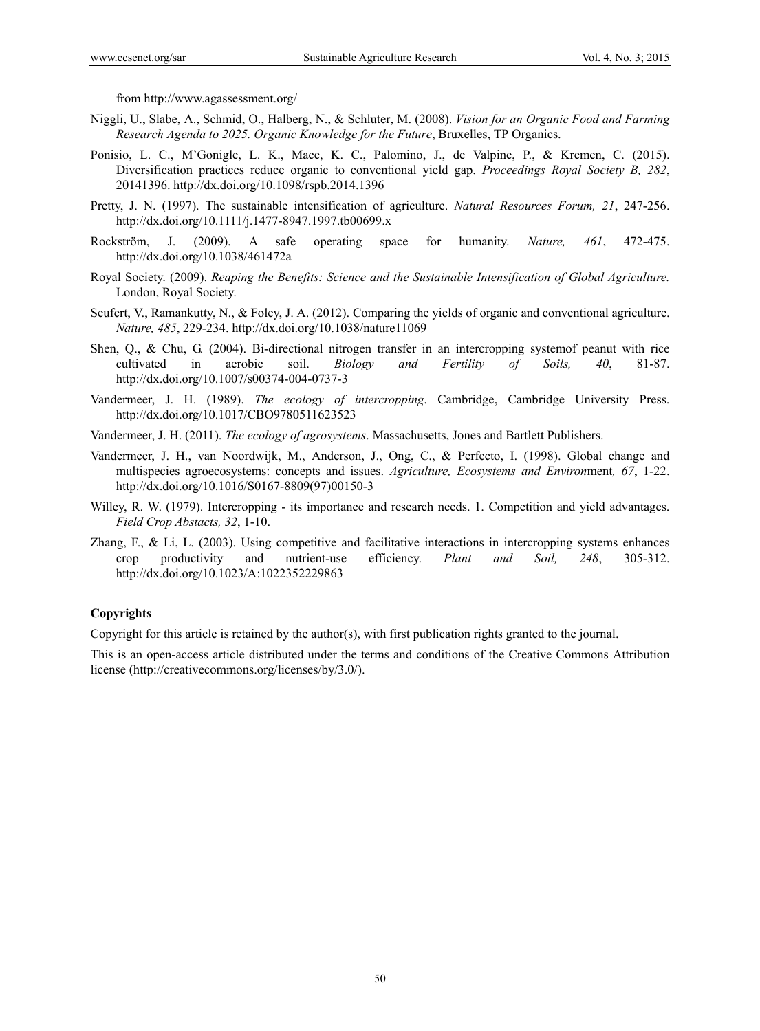from http://www.agassessment.org/

Niggli, U., Slabe, A., Schmid, O., Halberg, N., & Schluter, M. (2008). *Vision for an Organic Food and Farming Research Agenda to 2025. Organic Knowledge for the Future*, Bruxelles, TP Organics.

Ponisio, L. C., M'Gonigle, L. K., Mace, K. C., Palomino, J., de Valpine, P., & Kremen, C. (2015). Diversification practices reduce organic to conventional yield gap. *Proceedings Royal Society B, 282*, 20141396. http://dx.doi.org/10.1098/rspb.2014.1396

Pretty, J. N. (1997). The sustainable intensification of agriculture. *Natural Resources Forum, 21*, 247-256. http://dx.doi.org/10.1111/j.1477-8947.1997.tb00699.x

Rockström, J. (2009). A safe operating space for humanity. *Nature, 461*, 472-475. http://dx.doi.org/10.1038/461472a

Royal Society. (2009). *Reaping the Benefits: Science and the Sustainable Intensification of Global Agriculture.* London, Royal Society.

Seufert, V., Ramankutty, N., & Foley, J. A. (2012). Comparing the yields of organic and conventional agriculture. *Nature, 485*, 229-234. http://dx.doi.org/10.1038/nature11069

Shen, Q., & Chu, G. (2004). Bi-directional nitrogen transfer in an intercropping systemof peanut with rice cultivated in aerobic soil. *Biology and Fertility of Soils, 40*, 81-87. http://dx.doi.org/10.1007/s00374-004-0737-3

Vandermeer, J. H. (1989). *The ecology of intercropping*. Cambridge, Cambridge University Press. http://dx.doi.org/10.1017/CBO9780511623523

Vandermeer, J. H. (2011). *The ecology of agrosystems*. Massachusetts, Jones and Bartlett Publishers.

Vandermeer, J. H., van Noordwijk, M., Anderson, J., Ong, C., & Perfecto, I. (1998). Global change and multispecies agroecosystems: concepts and issues. *Agriculture, Ecosystems and Environment, 67*, 1-22. http://dx.doi.org/10.1016/S0167-8809(97)00150-3

Willey, R. W. (1979). Intercropping - its importance and research needs. 1. Competition and yield advantages. *Field Crop Abstacts, 32*, 1-10.

Zhang, F., & Li, L. (2003). Using competitive and facilitative interactions in intercropping systems enhances crop productivity and nutrient-use efficiency. *Plant and Soil, 248*, 305-312. http://dx.doi.org/10.1023/A:1022352229863

**Copyrights**

Copyright for this article is retained by the author(s), with first publication rights granted to the journal.

This is an open-access article distributed under the terms and conditions of the Creative Commons Attribution license (http://creativecommons.org/licenses/by/3.0/).